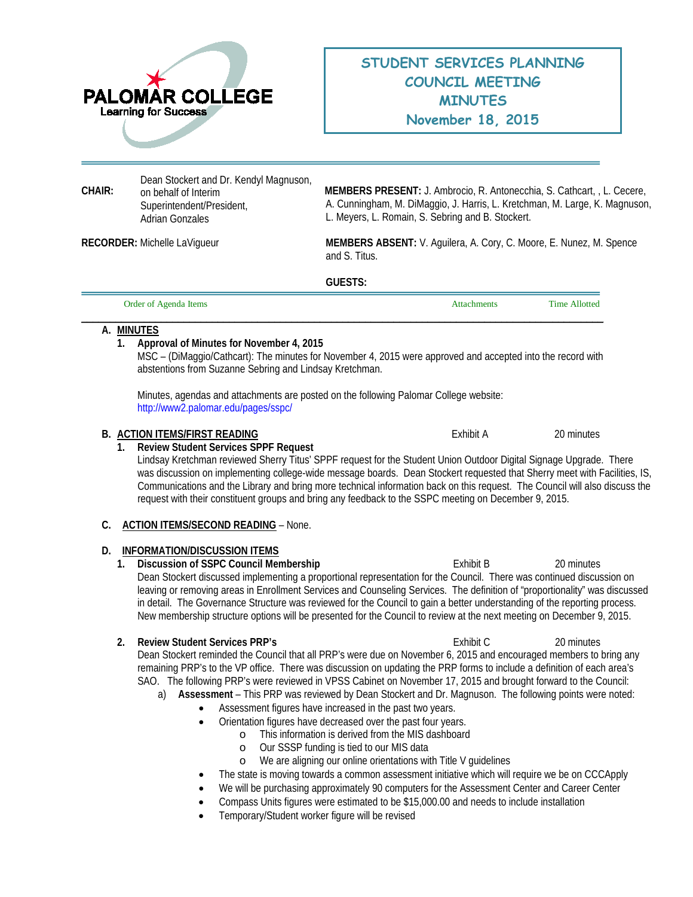PALOMAR COLLEGE
Learning for Success

# STUDENT SERVICES PLANNING COUNCIL MEETING MINUTES
## November 18, 2015

**CHAIR:** Dean Stockert and Dr. Kendyl Magnuson, on behalf of Interim Superintendent/President, Adrian Gonzales

**RECORDER:** Michelle LaVigueur

**MEMBERS PRESENT:** J. Ambrocio, R. Antonecchia, S. Cathcart, , L. Cecere, A. Cunningham, M. DiMaggio, J. Harris, L. Kretchman, M. Large, K. Magnuson, L. Meyers, L. Romain, S. Sebring and B. Stockert.

**MEMBERS ABSENT:** V. Aguilera, A. Cory, C. Moore, E. Nunez, M. Spence and S. Titus.

**GUESTS:**

| Order of Agenda Items | Attachments | Time Allotted |
|---|---|---|

**A. MINUTES**

1. **Approval of Minutes for November 4, 2015**
   MSC – (DiMaggio/Cathcart): The minutes for November 4, 2015 were approved and accepted into the record with abstentions from Suzanne Sebring and Lindsay Kretchman.

   Minutes, agendas and attachments are posted on the following Palomar College website: http://www2.palomar.edu/pages/sspc/

**B. ACTION ITEMS/FIRST READING** — Exhibit A — 20 minutes

1. **Review Student Services SPPF Request**
   Lindsay Kretchman reviewed Sherry Titus' SPPF request for the Student Union Outdoor Digital Signage Upgrade. There was discussion on implementing college-wide message boards. Dean Stockert requested that Sherry meet with Facilities, IS, Communications and the Library and bring more technical information back on this request. The Council will also discuss the request with their constituent groups and bring any feedback to the SSPC meeting on December 9, 2015.

**C. ACTION ITEMS/SECOND READING** – None.

**D. INFORMATION/DISCUSSION ITEMS**

1. **Discussion of SSPC Council Membership** — Exhibit B — 20 minutes
   Dean Stockert discussed implementing a proportional representation for the Council. There was continued discussion on leaving or removing areas in Enrollment Services and Counseling Services. The definition of "proportionality" was discussed in detail. The Governance Structure was reviewed for the Council to gain a better understanding of the reporting process. New membership structure options will be presented for the Council to review at the next meeting on December 9, 2015.

2. **Review Student Services PRP's** — Exhibit C — 20 minutes
   Dean Stockert reminded the Council that all PRP's were due on November 6, 2015 and encouraged members to bring any remaining PRP's to the VP office. There was discussion on updating the PRP forms to include a definition of each area's SAO. The following PRP's were reviewed in VPSS Cabinet on November 17, 2015 and brought forward to the Council:
   a) **Assessment** – This PRP was reviewed by Dean Stockert and Dr. Magnuson. The following points were noted:
      - Assessment figures have increased in the past two years.
      - Orientation figures have decreased over the past four years.
        - This information is derived from the MIS dashboard
        - Our SSSP funding is tied to our MIS data
        - We are aligning our online orientations with Title V guidelines
      - The state is moving towards a common assessment initiative which will require we be on CCCApply
      - We will be purchasing approximately 90 computers for the Assessment Center and Career Center
      - Compass Units figures were estimated to be $15,000.00 and needs to include installation
      - Temporary/Student worker figure will be revised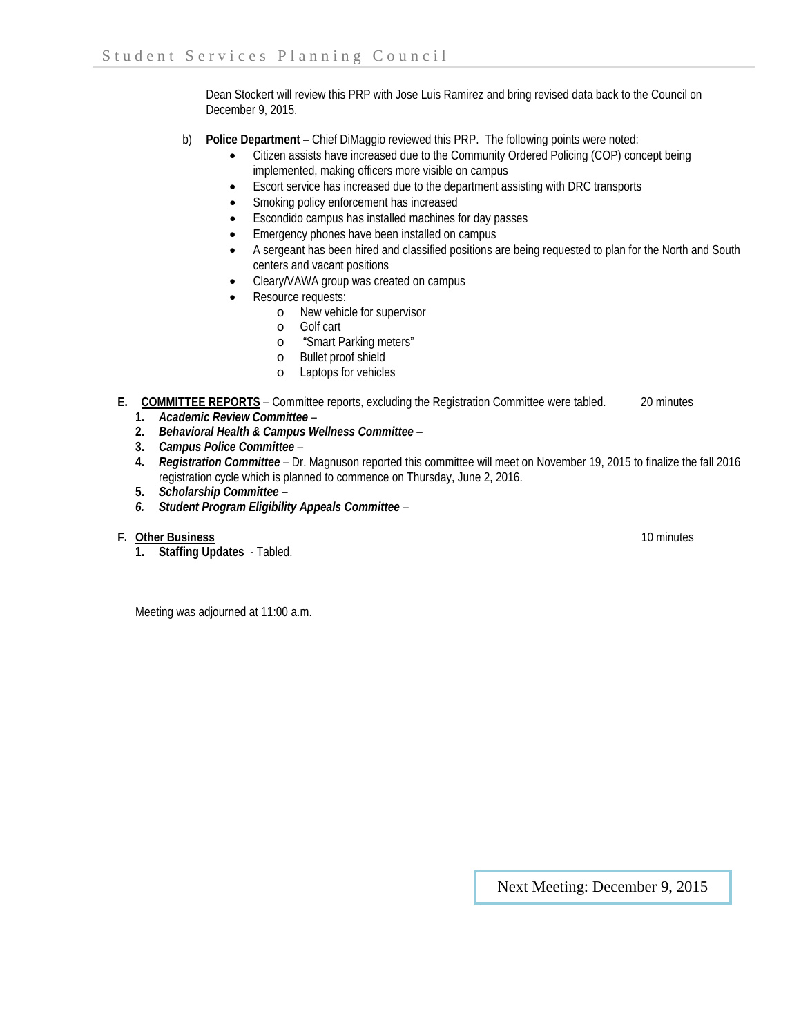Dean Stockert will review this PRP with Jose Luis Ramirez and bring revised data back to the Council on December 9, 2015.

b) **Police Department** – Chief DiMaggio reviewed this PRP. The following points were noted:

- Citizen assists have increased due to the Community Ordered Policing (COP) concept being implemented, making officers more visible on campus
- Escort service has increased due to the department assisting with DRC transports
- Smoking policy enforcement has increased
- Escondido campus has installed machines for day passes
- Emergency phones have been installed on campus
- A sergeant has been hired and classified positions are being requested to plan for the North and South centers and vacant positions
- Cleary/VAWA group was created on campus
- Resource requests:
  - New vehicle for supervisor
  - Golf cart
  - "Smart Parking meters"
  - Bullet proof shield
  - Laptops for vehicles

**E. <u>COMMITTEE REPORTS</u>** – Committee reports, excluding the Registration Committee were tabled. 20 minutes

1. ***Academic Review Committee*** –
2. ***Behavioral Health & Campus Wellness Committee*** –
3. ***Campus Police Committee*** –
4. ***Registration Committee*** – Dr. Magnuson reported this committee will meet on November 19, 2015 to finalize the fall 2016 registration cycle which is planned to commence on Thursday, June 2, 2016.
5. ***Scholarship Committee*** –
6. ***Student Program Eligibility Appeals Committee*** –

**F. <u>Other Business</u>** 10 minutes

1. **Staffing Updates** - Tabled.

Meeting was adjourned at 11:00 a.m.

Next Meeting: December 9, 2015